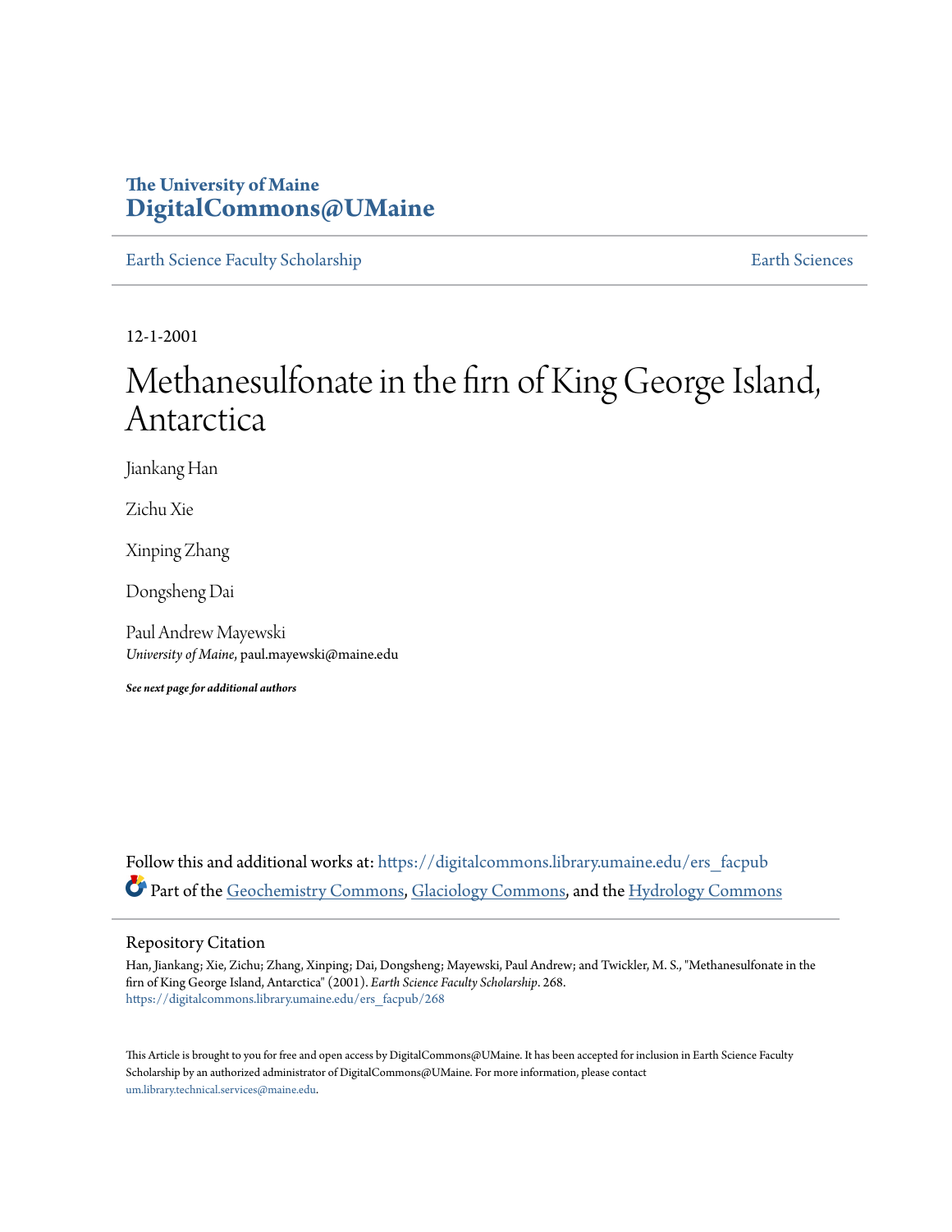The University of Maine
**DigitalCommons@UMaine**

Earth Science Faculty Scholarship — Earth Sciences

12-1-2001

# Methanesulfonate in the firn of King George Island, Antarctica

Jiankang Han

Zichu Xie

Xinping Zhang

Dongsheng Dai

Paul Andrew Mayewski
*University of Maine*, paul.mayewski@maine.edu

***See next page for additional authors***

Follow this and additional works at: https://digitalcommons.library.umaine.edu/ers_facpub

Part of the Geochemistry Commons, Glaciology Commons, and the Hydrology Commons

## Repository Citation

Han, Jiankang; Xie, Zichu; Zhang, Xinping; Dai, Dongsheng; Mayewski, Paul Andrew; and Twickler, M. S., "Methanesulfonate in the firn of King George Island, Antarctica" (2001). *Earth Science Faculty Scholarship*. 268.
https://digitalcommons.library.umaine.edu/ers_facpub/268

This Article is brought to you for free and open access by DigitalCommons@UMaine. It has been accepted for inclusion in Earth Science Faculty Scholarship by an authorized administrator of DigitalCommons@UMaine. For more information, please contact um.library.technical.services@maine.edu.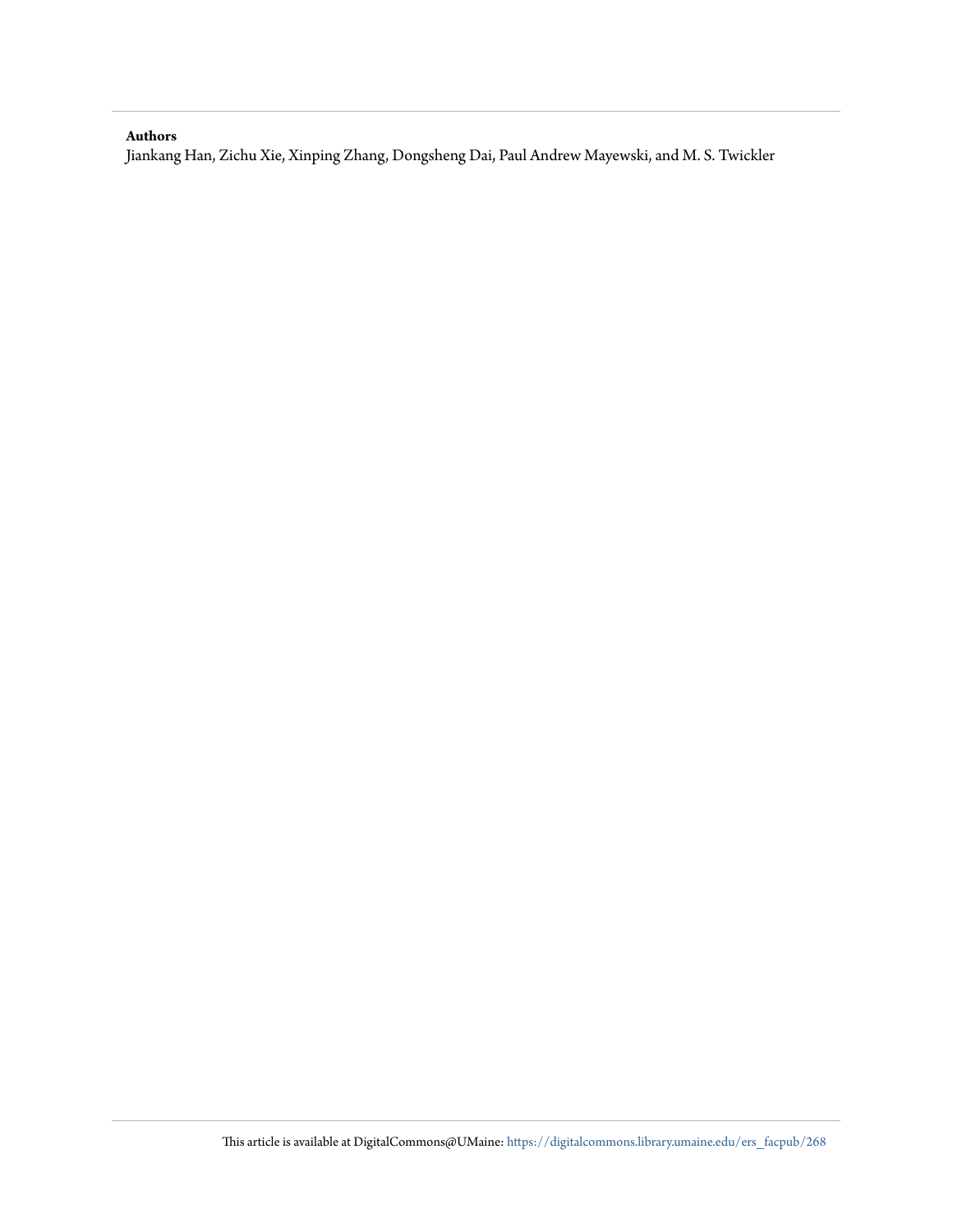**Authors**

Jiankang Han, Zichu Xie, Xinping Zhang, Dongsheng Dai, Paul Andrew Mayewski, and M. S. Twickler

This article is available at DigitalCommons@UMaine: https://digitalcommons.library.umaine.edu/ers_facpub/268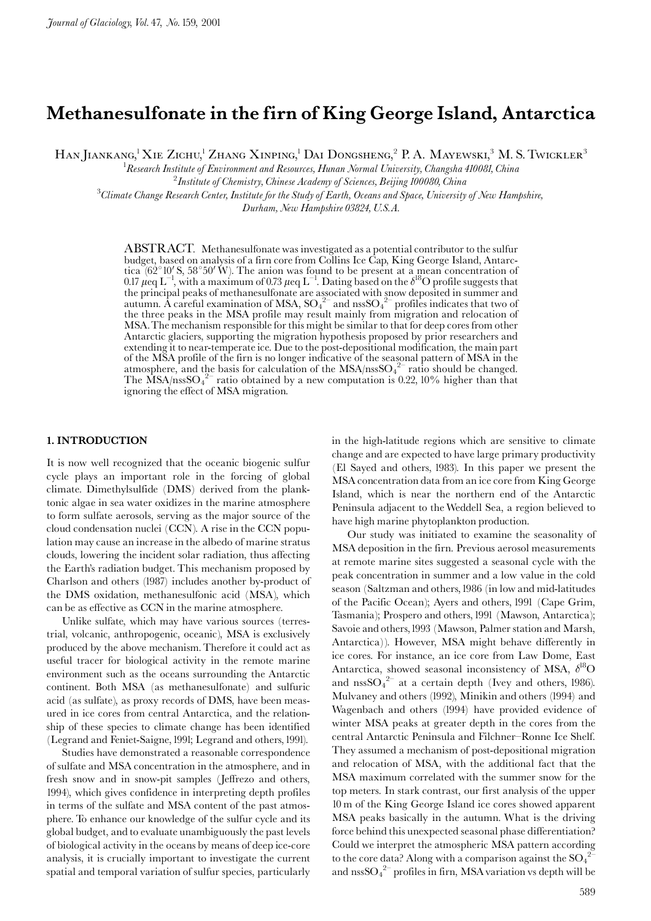# Methanesulfonate in the firn of King George Island, Antarctica

Han Jiankang,[1] Xie Zichu,[1] Zhang Xinping,[1] Dai Dongsheng,[2] P. A. Mayewski,[3] M. S. Twickler[3]

[1]*Research Institute of Environment and Resources, Hunan Normal University, Changsha 410081, China*

[2]*Institute of Chemistry, Chinese Academy of Sciences, Beijing 100080, China*

[3]*Climate Change Research Center, Institute for the Study of Earth, Oceans and Space, University of New Hampshire, Durham, New Hampshire 03824, U.S.A.*

ABSTRACT. Methanesulfonate was investigated as a potential contributor to the sulfur budget, based on analysis of a firn core from Collins Ice Cap, King George Island, Antarctica (62°10′ S, 58°50′ W). The anion was found to be present at a mean concentration of 0.17 $\mu$eq L$^{-1}$, with a maximum of 0.73 $\mu$eq L$^{-1}$. Dating based on the $\delta^{18}O$ profile suggests that the principal peaks of methanesulfonate are associated with snow deposited in summer and autumn. A careful examination of MSA, $SO_4^{2-}$ and $nssSO_4^{2-}$ profiles indicates that two of the three peaks in the MSA profile may result mainly from migration and relocation of MSA. The mechanism responsible for this might be similar to that for deep cores from other Antarctic glaciers, supporting the migration hypothesis proposed by prior researchers and extending it to near-temperate ice. Due to the post-depositional modification, the main part of the MSA profile of the firn is no longer indicative of the seasonal pattern of MSA in the atmosphere, and the basis for calculation of the MSA/$nssSO_4^{2-}$ ratio should be changed. The MSA/$nssSO_4^{2-}$ ratio obtained by a new computation is 0.22, 10% higher than that ignoring the effect of MSA migration.

## 1. INTRODUCTION

It is now well recognized that the oceanic biogenic sulfur cycle plays an important role in the forcing of global climate. Dimethylsulfide (DMS) derived from the planktonic algae in sea water oxidizes in the marine atmosphere to form sulfate aerosols, serving as the major source of the cloud condensation nuclei (CCN). A rise in the CCN population may cause an increase in the albedo of marine stratus clouds, lowering the incident solar radiation, thus affecting the Earth's radiation budget. This mechanism proposed by Charlson and others (1987) includes another by-product of the DMS oxidation, methanesulfonic acid (MSA), which can be as effective as CCN in the marine atmosphere.

Unlike sulfate, which may have various sources (terrestrial, volcanic, anthropogenic, oceanic), MSA is exclusively produced by the above mechanism. Therefore it could act as useful tracer for biological activity in the remote marine environment such as the oceans surrounding the Antarctic continent. Both MSA (as methanesulfonate) and sulfuric acid (as sulfate), as proxy records of DMS, have been measured in ice cores from central Antarctica, and the relationship of these species to climate change has been identified (Legrand and Feniet-Saigne, 1991; Legrand and others, 1991).

Studies have demonstrated a reasonable correspondence of sulfate and MSA concentration in the atmosphere, and in fresh snow and in snow-pit samples (Jeffrezo and others, 1994), which gives confidence in interpreting depth profiles in terms of the sulfate and MSA content of the past atmosphere. To enhance our knowledge of the sulfur cycle and its global budget, and to evaluate unambiguously the past levels of biological activity in the oceans by means of deep ice-core analysis, it is crucially important to investigate the current spatial and temporal variation of sulfur species, particularly in the high-latitude regions which are sensitive to climate change and are expected to have large primary productivity (El Sayed and others, 1983). In this paper we present the MSA concentration data from an ice core from King George Island, which is near the northern end of the Antarctic Peninsula adjacent to the Weddell Sea, a region believed to have high marine phytoplankton production.

Our study was initiated to examine the seasonality of MSA deposition in the firn. Previous aerosol measurements at remote marine sites suggested a seasonal cycle with the peak concentration in summer and a low value in the cold season (Saltzman and others, 1986 (in low and mid-latitudes of the Pacific Ocean); Ayers and others, 1991 (Cape Grim, Tasmania); Prospero and others, 1991 (Mawson, Antarctica); Savoie and others, 1993 (Mawson, Palmer station and Marsh, Antarctica)). However, MSA might behave differently in ice cores. For instance, an ice core from Law Dome, East Antarctica, showed seasonal inconsistency of MSA, $\delta^{18}O$ and $nssSO_4^{2-}$ at a certain depth (Ivey and others, 1986). Mulvaney and others (1992), Minikin and others (1994) and Wagenbach and others (1994) have provided evidence of winter MSA peaks at greater depth in the cores from the central Antarctic Peninsula and Filchner–Ronne Ice Shelf. They assumed a mechanism of post-depositional migration and relocation of MSA, with the additional fact that the MSA maximum correlated with the summer snow for the top meters. In stark contrast, our first analysis of the upper 10 m of the King George Island ice cores showed apparent MSA peaks basically in the autumn. What is the driving force behind this unexpected seasonal phase differentiation? Could we interpret the atmospheric MSA pattern according to the core data? Along with a comparison against the $SO_4^{2-}$ and $nssSO_4^{2-}$ profiles in firn, MSA variation vs depth will be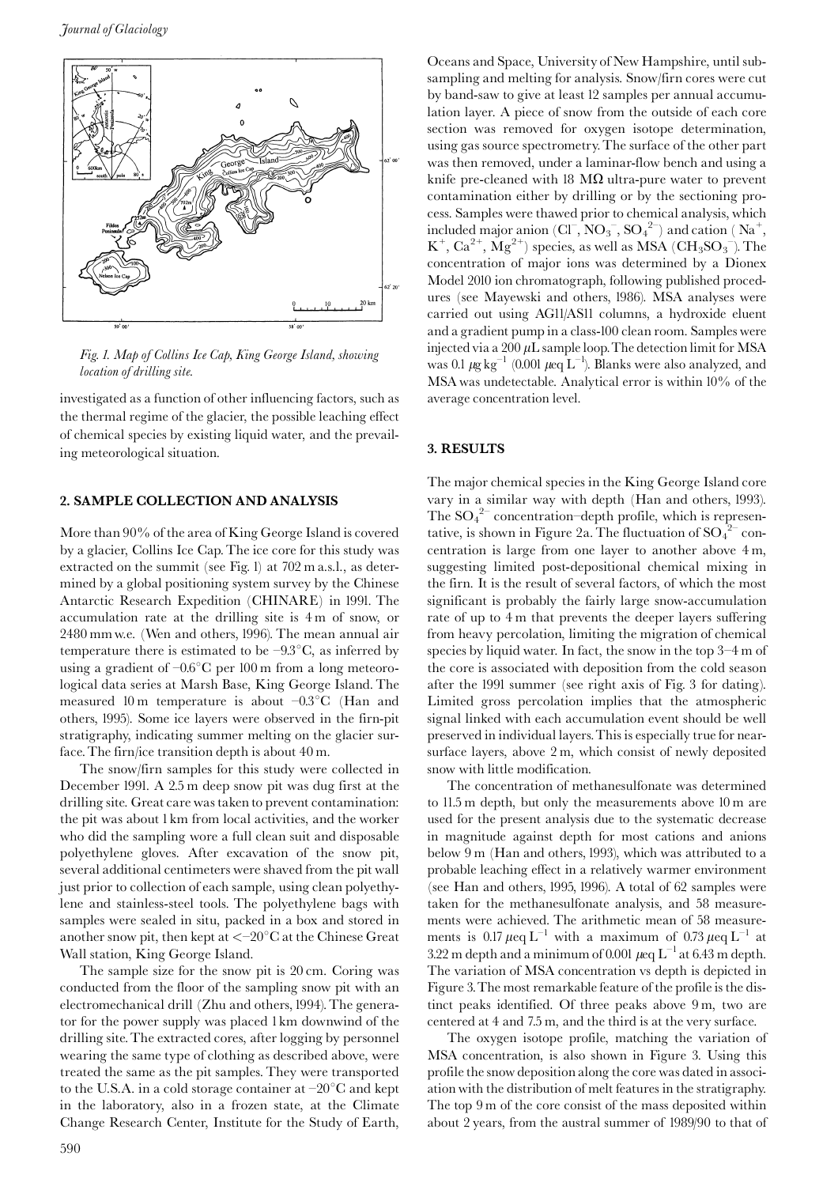*Fig. 1. Map of Collins Ice Cap, King George Island, showing location of drilling site.*

investigated as a function of other influencing factors, such as the thermal regime of the glacier, the possible leaching effect of chemical species by existing liquid water, and the prevailing meteorological situation.

## 2. SAMPLE COLLECTION AND ANALYSIS

More than 90% of the area of King George Island is covered by a glacier, Collins Ice Cap. The ice core for this study was extracted on the summit (see Fig. 1) at 702 m a.s.l., as determined by a global positioning system survey by the Chinese Antarctic Research Expedition (CHINARE) in 1991. The accumulation rate at the drilling site is 4 m of snow, or 2480 mm w.e. (Wen and others, 1996). The mean annual air temperature there is estimated to be −9.3°C, as inferred by using a gradient of −0.6°C per 100 m from a long meteorological data series at Marsh Base, King George Island. The measured 10 m temperature is about −0.3°C (Han and others, 1995). Some ice layers were observed in the firn-pit stratigraphy, indicating summer melting on the glacier surface. The firn/ice transition depth is about 40 m.

The snow/firn samples for this study were collected in December 1991. A 2.5 m deep snow pit was dug first at the drilling site. Great care was taken to prevent contamination: the pit was about 1 km from local activities, and the worker who did the sampling wore a full clean suit and disposable polyethylene gloves. After excavation of the snow pit, several additional centimeters were shaved from the pit wall just prior to collection of each sample, using clean polyethylene and stainless-steel tools. The polyethylene bags with samples were sealed in situ, packed in a box and stored in another snow pit, then kept at <−20°C at the Chinese Great Wall station, King George Island.

The sample size for the snow pit is 20 cm. Coring was conducted from the floor of the sampling snow pit with an electromechanical drill (Zhu and others, 1994). The generator for the power supply was placed 1 km downwind of the drilling site. The extracted cores, after logging by personnel wearing the same type of clothing as described above, were treated the same as the pit samples. They were transported to the U.S.A. in a cold storage container at −20°C and kept in the laboratory, also in a frozen state, at the Climate Change Research Center, Institute for the Study of Earth, Oceans and Space, University of New Hampshire, until subsampling and melting for analysis. Snow/firn cores were cut by band-saw to give at least 12 samples per annual accumulation layer. A piece of snow from the outside of each core section was removed for oxygen isotope determination, using gas source spectrometry. The surface of the other part was then removed, under a laminar-flow bench and using a knife pre-cleaned with 18 MΩ ultra-pure water to prevent contamination either by drilling or by the sectioning process. Samples were thawed prior to chemical analysis, which included major anion ($Cl^-$, $NO_3^-$, $SO_4^{2-}$) and cation ($Na^+$, $K^+$, $Ca^{2+}$, $Mg^{2+}$) species, as well as MSA ($CH_3SO_3^-$). The concentration of major ions was determined by a Dionex Model 2010 ion chromatograph, following published procedures (see Mayewski and others, 1986). MSA analyses were carried out using AG11/AS11 columns, a hydroxide eluent and a gradient pump in a class-100 clean room. Samples were injected via a 200 μL sample loop. The detection limit for MSA was 0.1 μg kg$^{-1}$ (0.001 μeq L$^{-1}$). Blanks were also analyzed, and MSA was undetectable. Analytical error is within 10% of the average concentration level.

## 3. RESULTS

The major chemical species in the King George Island core vary in a similar way with depth (Han and others, 1993). The $SO_4^{2-}$ concentration–depth profile, which is representative, is shown in Figure 2a. The fluctuation of $SO_4^{2-}$ concentration is large from one layer to another above 4 m, suggesting limited post-depositional chemical mixing in the firn. It is the result of several factors, of which the most significant is probably the fairly large snow-accumulation rate of up to 4 m that prevents the deeper layers suffering from heavy percolation, limiting the migration of chemical species by liquid water. In fact, the snow in the top 3–4 m of the core is associated with deposition from the cold season after the 1991 summer (see right axis of Fig. 3 for dating). Limited gross percolation implies that the atmospheric signal linked with each accumulation event should be well preserved in individual layers. This is especially true for near-surface layers, above 2 m, which consist of newly deposited snow with little modification.

The concentration of methanesulfonate was determined to 11.5 m depth, but only the measurements above 10 m are used for the present analysis due to the systematic decrease in magnitude against depth for most cations and anions below 9 m (Han and others, 1993), which was attributed to a probable leaching effect in a relatively warmer environment (see Han and others, 1995, 1996). A total of 62 samples were taken for the methanesulfonate analysis, and 58 measurements were achieved. The arithmetic mean of 58 measurements is 0.17 μeq L$^{-1}$ with a maximum of 0.73 μeq L$^{-1}$ at 3.22 m depth and a minimum of 0.001 μeq L$^{-1}$ at 6.43 m depth. The variation of MSA concentration vs depth is depicted in Figure 3. The most remarkable feature of the profile is the distinct peaks identified. Of three peaks above 9 m, two are centered at 4 and 7.5 m, and the third is at the very surface.

The oxygen isotope profile, matching the variation of MSA concentration, is also shown in Figure 3. Using this profile the snow deposition along the core was dated in association with the distribution of melt features in the stratigraphy. The top 9 m of the core consist of the mass deposited within about 2 years, from the austral summer of 1989/90 to that of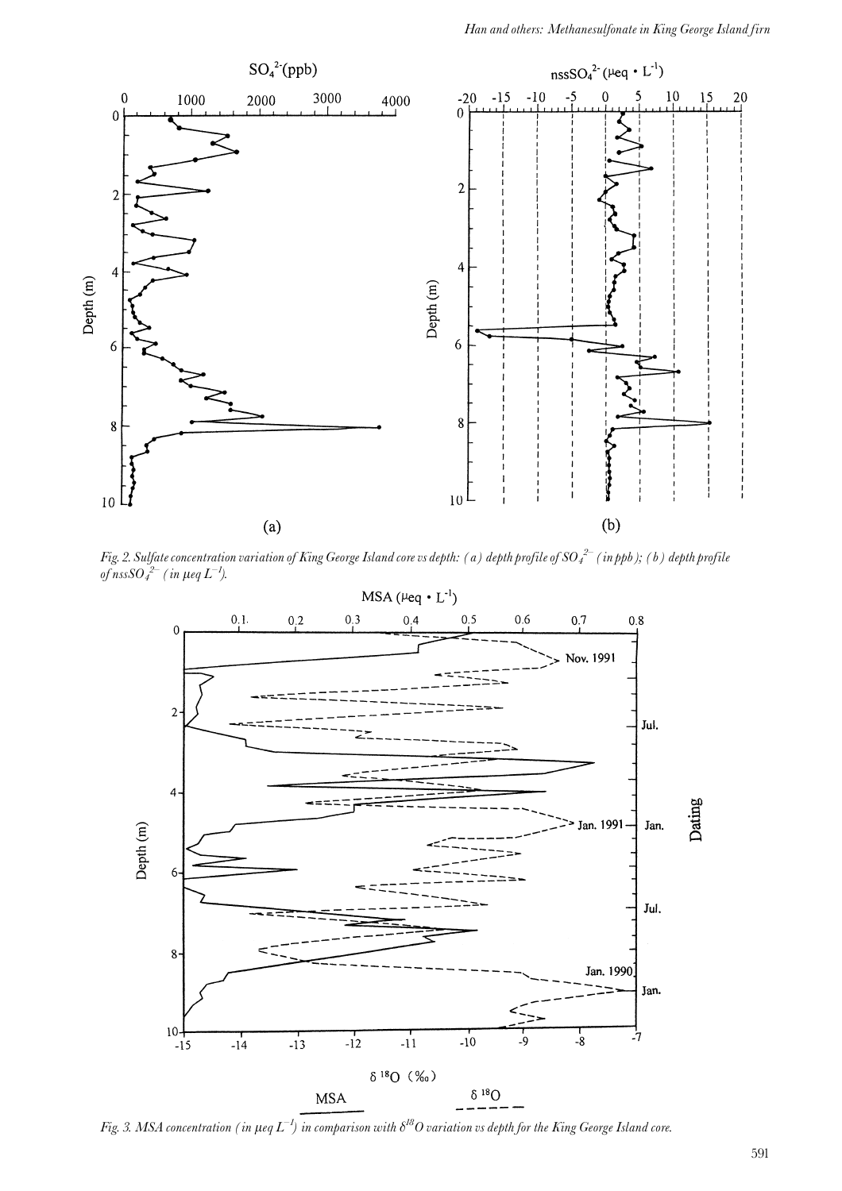Fig. 2. Sulfate concentration variation of King George Island core vs depth: (a) depth profile of $SO_4^{2-}$ (in ppb); (b) depth profile of $nssSO_4^{2-}$ (in $\mu eq\ L^{-1}$).

Fig. 3. MSA concentration (in $\mu eq\ L^{-1}$) in comparison with $\delta^{18}O$ variation vs depth for the King George Island core.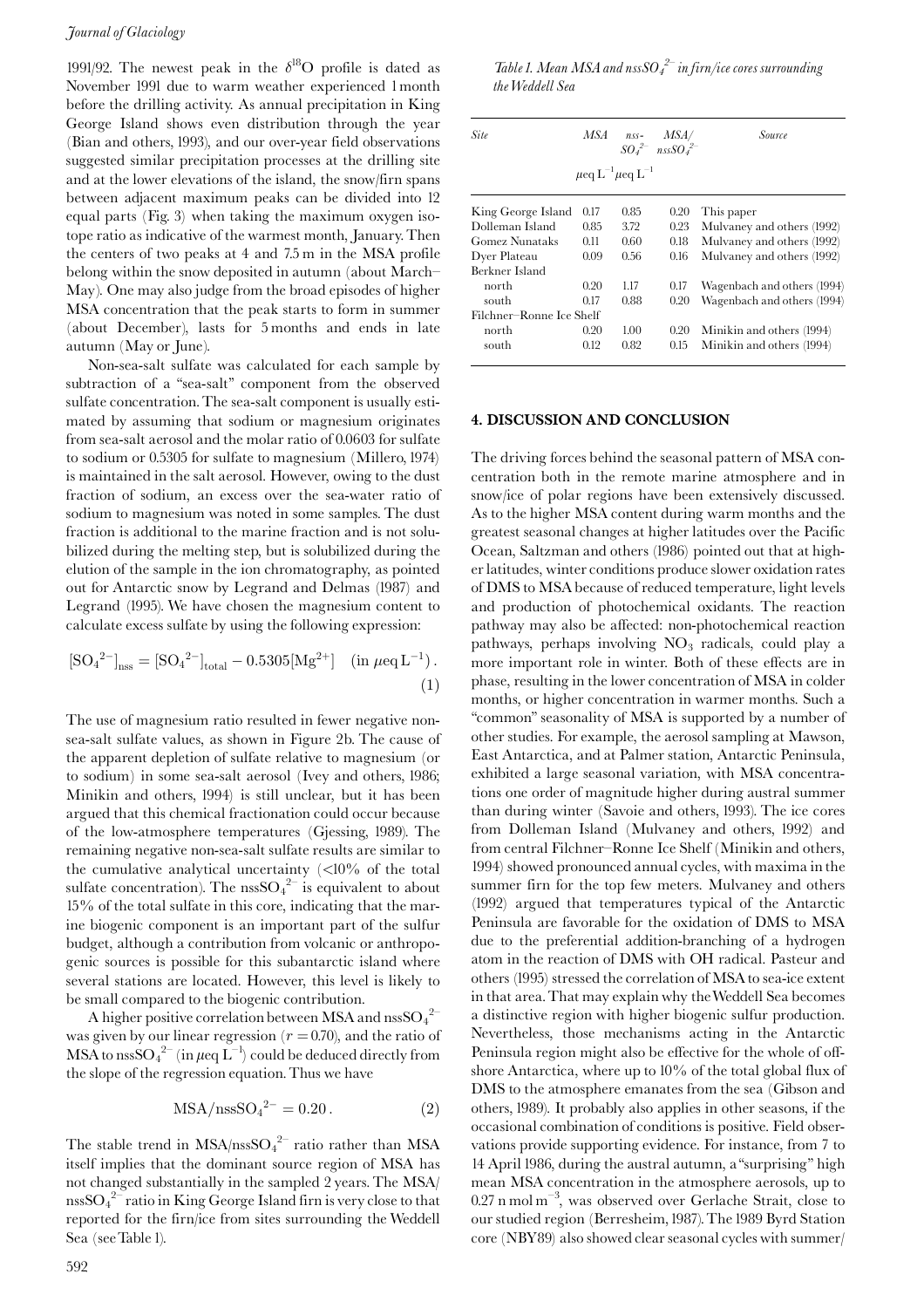1991/92. The newest peak in the $\delta^{18}O$ profile is dated as November 1991 due to warm weather experienced 1 month before the drilling activity. As annual precipitation in King George Island shows even distribution through the year (Bian and others, 1993), and our over-year field observations suggested similar precipitation processes at the drilling site and at the lower elevations of the island, the snow/firn spans between adjacent maximum peaks can be divided into 12 equal parts (Fig. 3) when taking the maximum oxygen isotope ratio as indicative of the warmest month, January. Then the centers of two peaks at 4 and 7.5 m in the MSA profile belong within the snow deposited in autumn (about March–May). One may also judge from the broad episodes of higher MSA concentration that the peak starts to form in summer (about December), lasts for 5 months and ends in late autumn (May or June).

Non-sea-salt sulfate was calculated for each sample by subtraction of a "sea-salt" component from the observed sulfate concentration. The sea-salt component is usually estimated by assuming that sodium or magnesium originates from sea-salt aerosol and the molar ratio of 0.0603 for sulfate to sodium or 0.5305 for sulfate to magnesium (Millero, 1974) is maintained in the salt aerosol. However, owing to the dust fraction of sodium, an excess over the sea-water ratio of sodium to magnesium was noted in some samples. The dust fraction is additional to the marine fraction and is not solubilized during the melting step, but is solubilized during the elution of the sample in the ion chromatography, as pointed out for Antarctic snow by Legrand and Delmas (1987) and Legrand (1995). We have chosen the magnesium content to calculate excess sulfate by using the following expression:

$$[SO_4{}^{2-}]_{nss} = [SO_4{}^{2-}]_{total} - 0.5305[Mg^{2+}] \quad (\text{in } \mu\text{eq L}^{-1}). \tag{1}$$

The use of magnesium ratio resulted in fewer negative non-sea-salt sulfate values, as shown in Figure 2b. The cause of the apparent depletion of sulfate relative to magnesium (or to sodium) in some sea-salt aerosol (Ivey and others, 1986; Minikin and others, 1994) is still unclear, but it has been argued that this chemical fractionation could occur because of the low-atmosphere temperatures (Gjessing, 1989). The remaining negative non-sea-salt sulfate results are similar to the cumulative analytical uncertainty (<10% of the total sulfate concentration). The $nssSO_4{}^{2-}$ is equivalent to about 15% of the total sulfate in this core, indicating that the marine biogenic component is an important part of the sulfur budget, although a contribution from volcanic or anthropogenic sources is possible for this subantarctic island where several stations are located. However, this level is likely to be small compared to the biogenic contribution.

A higher positive correlation between MSA and $nssSO_4{}^{2-}$ was given by our linear regression ($r = 0.70$), and the ratio of MSA to $nssSO_4{}^{2-}$ (in $\mu$eq L$^{-1}$) could be deduced directly from the slope of the regression equation. Thus we have

$$MSA/nssSO_4{}^{2-} = 0.20. \tag{2}$$

The stable trend in $MSA/nssSO_4{}^{2-}$ ratio rather than MSA itself implies that the dominant source region of MSA has not changed substantially in the sampled 2 years. The $MSA/nssSO_4{}^{2-}$ ratio in King George Island firn is very close to that reported for the firn/ice from sites surrounding the Weddell Sea (see Table 1).

*Table 1. Mean MSA and $nssSO_4{}^{2-}$ in firn/ice cores surrounding the Weddell Sea*

| Site | MSA | nss-$SO_4{}^{2-}$ | MSA/ $nssSO_4{}^{2-}$ | Source |
|---|---|---|---|---|
| | $\mu$eq L$^{-1}$ | $\mu$eq L$^{-1}$ | | |
| King George Island | 0.17 | 0.85 | 0.20 | This paper |
| Dolleman Island | 0.85 | 3.72 | 0.23 | Mulvaney and others (1992) |
| Gomez Nunataks | 0.11 | 0.60 | 0.18 | Mulvaney and others (1992) |
| Dyer Plateau | 0.09 | 0.56 | 0.16 | Mulvaney and others (1992) |
| Berkner Island | | | | |
| north | 0.20 | 1.17 | 0.17 | Wagenbach and others (1994) |
| south | 0.17 | 0.88 | 0.20 | Wagenbach and others (1994) |
| Filchner–Ronne Ice Shelf | | | | |
| north | 0.20 | 1.00 | 0.20 | Minikin and others (1994) |
| south | 0.12 | 0.82 | 0.15 | Minikin and others (1994) |

## 4. DISCUSSION AND CONCLUSION

The driving forces behind the seasonal pattern of MSA concentration both in the remote marine atmosphere and in snow/ice of polar regions have been extensively discussed. As to the higher MSA content during warm months and the greatest seasonal changes at higher latitudes over the Pacific Ocean, Saltzman and others (1986) pointed out that at higher latitudes, winter conditions produce slower oxidation rates of DMS to MSA because of reduced temperature, light levels and production of photochemical oxidants. The reaction pathway may also be affected: non-photochemical reaction pathways, perhaps involving $NO_3$ radicals, could play a more important role in winter. Both of these effects are in phase, resulting in the lower concentration of MSA in colder months, or higher concentration in warmer months. Such a "common" seasonality of MSA is supported by a number of other studies. For example, the aerosol sampling at Mawson, East Antarctica, and at Palmer station, Antarctic Peninsula, exhibited a large seasonal variation, with MSA concentrations one order of magnitude higher during austral summer than during winter (Savoie and others, 1993). The ice cores from Dolleman Island (Mulvaney and others, 1992) and from central Filchner–Ronne Ice Shelf (Minikin and others, 1994) showed pronounced annual cycles, with maxima in the summer firn for the top few meters. Mulvaney and others (1992) argued that temperatures typical of the Antarctic Peninsula are favorable for the oxidation of DMS to MSA due to the preferential addition-branching of a hydrogen atom in the reaction of DMS with OH radical. Pasteur and others (1995) stressed the correlation of MSA to sea-ice extent in that area. That may explain why the Weddell Sea becomes a distinctive region with higher biogenic sulfur production. Nevertheless, those mechanisms acting in the Antarctic Peninsula region might also be effective for the whole of offshore Antarctica, where up to 10% of the total global flux of DMS to the atmosphere emanates from the sea (Gibson and others, 1989). It probably also applies in other seasons, if the occasional combination of conditions is positive. Field observations provide supporting evidence. For instance, from 7 to 14 April 1986, during the austral autumn, a "surprising" high mean MSA concentration in the atmosphere aerosols, up to 0.27 n mol m$^{-3}$, was observed over Gerlache Strait, close to our studied region (Berresheim, 1987). The 1989 Byrd Station core (NBY89) also showed clear seasonal cycles with summer/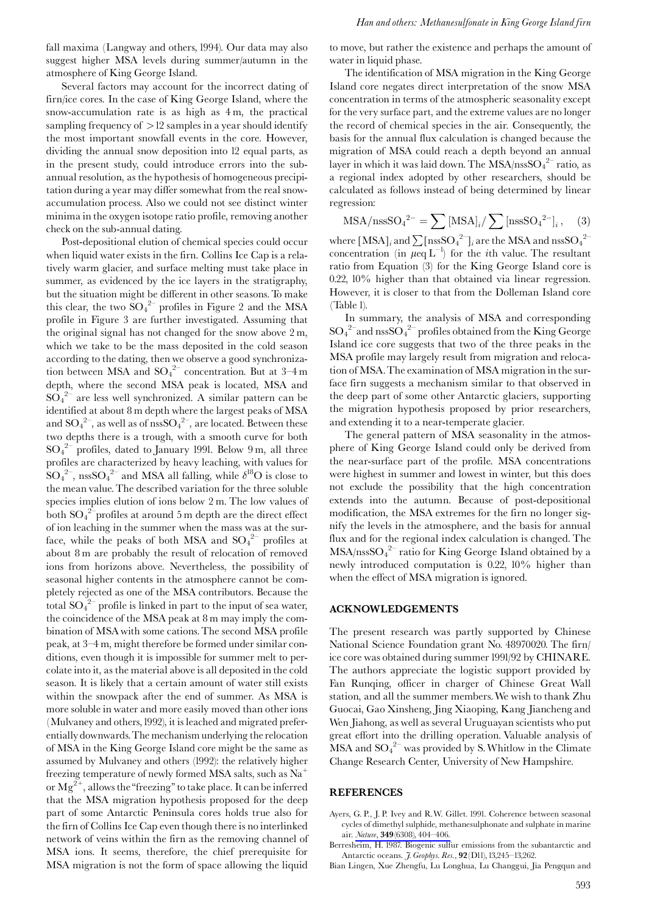fall maxima (Langway and others, 1994). Our data may also suggest higher MSA levels during summer/autumn in the atmosphere of King George Island.

Several factors may account for the incorrect dating of firn/ice cores. In the case of King George Island, where the snow-accumulation rate is as high as 4 m, the practical sampling frequency of >12 samples in a year should identify the most important snowfall events in the core. However, dividing the annual snow deposition into 12 equal parts, as in the present study, could introduce errors into the sub-annual resolution, as the hypothesis of homogeneous precipitation during a year may differ somewhat from the real snow-accumulation process. Also we could not see distinct winter minima in the oxygen isotope ratio profile, removing another check on the sub-annual dating.

Post-depositional elution of chemical species could occur when liquid water exists in the firn. Collins Ice Cap is a relatively warm glacier, and surface melting must take place in summer, as evidenced by the ice layers in the stratigraphy, but the situation might be different in other seasons. To make this clear, the two $SO_4^{2-}$ profiles in Figure 2 and the MSA profile in Figure 3 are further investigated. Assuming that the original signal has not changed for the snow above 2 m, which we take to be the mass deposited in the cold season according to the dating, then we observe a good synchronization between MSA and $SO_4^{2-}$ concentration. But at 3–4 m depth, where the second MSA peak is located, MSA and $SO_4^{2-}$ are less well synchronized. A similar pattern can be identified at about 8 m depth where the largest peaks of MSA and $SO_4^{2-}$, as well as of $nssSO_4^{2-}$, are located. Between these two depths there is a trough, with a smooth curve for both $SO_4^{2-}$ profiles, dated to January 1991. Below 9 m, all three profiles are characterized by heavy leaching, with values for $SO_4^{2-}$, $nssSO_4^{2-}$ and MSA all falling, while $\delta^{18}O$ is close to the mean value. The described variation for the three soluble species implies elution of ions below 2 m. The low values of both $SO_4^{2-}$ profiles at around 5 m depth are the direct effect of ion leaching in the summer when the mass was at the surface, while the peaks of both MSA and $SO_4^{2-}$ profiles at about 8 m are probably the result of relocation of removed ions from horizons above. Nevertheless, the possibility of seasonal higher contents in the atmosphere cannot be completely rejected as one of the MSA contributors. Because the total $SO_4^{2-}$ profile is linked in part to the input of sea water, the coincidence of the MSA peak at 8 m may imply the combination of MSA with some cations. The second MSA profile peak, at 3–4 m, might therefore be formed under similar conditions, even though it is impossible for summer melt to percolate into it, as the material above is all deposited in the cold season. It is likely that a certain amount of water still exists within the snowpack after the end of summer. As MSA is more soluble in water and more easily moved than other ions (Mulvaney and others, 1992), it is leached and migrated preferentially downwards. The mechanism underlying the relocation of MSA in the King George Island core might be the same as assumed by Mulvaney and others (1992): the relatively higher freezing temperature of newly formed MSA salts, such as $Na^+$ or $Mg^{2+}$, allows the "freezing" to take place. It can be inferred that the MSA migration hypothesis proposed for the deep part of some Antarctic Peninsula cores holds true also for the firn of Collins Ice Cap even though there is no interlinked network of veins within the firn as the removing channel of MSA ions. It seems, therefore, the chief prerequisite for MSA migration is not the form of space allowing the liquid to move, but rather the existence and perhaps the amount of water in liquid phase.

The identification of MSA migration in the King George Island core negates direct interpretation of the snow MSA concentration in terms of the atmospheric seasonality except for the very surface part, and the extreme values are no longer the record of chemical species in the air. Consequently, the basis for the annual flux calculation is changed because the migration of MSA could reach a depth beyond an annual layer in which it was laid down. The $MSA/nssSO_4^{2-}$ ratio, as a regional index adopted by other researchers, should be calculated as follows instead of being determined by linear regression:

$$\mathrm{MSA/nssSO_4}^{2-} = \sum [\mathrm{MSA}]_i / \sum [\mathrm{nssSO_4}^{2-}]_i \,, \quad (3)$$

where $[MSA]_i$ and $\sum[nssSO_4^{2-}]_i$ are the MSA and $nssSO_4^{2-}$ concentration (in $\mu eq\,L^{-1}$) for the $i$th value. The resultant ratio from Equation (3) for the King George Island core is 0.22, 10% higher than that obtained via linear regression. However, it is closer to that from the Dolleman Island core (Table 1).

In summary, the analysis of MSA and corresponding $SO_4^{2-}$ and $nssSO_4^{2-}$ profiles obtained from the King George Island ice core suggests that two of the three peaks in the MSA profile may largely result from migration and relocation of MSA. The examination of MSA migration in the surface firn suggests a mechanism similar to that observed in the deep part of some other Antarctic glaciers, supporting the migration hypothesis proposed by prior researchers, and extending it to a near-temperate glacier.

The general pattern of MSA seasonality in the atmosphere of King George Island could only be derived from the near-surface part of the profile. MSA concentrations were highest in summer and lowest in winter, but this does not exclude the possibility that the high concentration extends into the autumn. Because of post-depositional modification, the MSA extremes for the firn no longer signify the levels in the atmosphere, and the basis for annual flux and for the regional index calculation is changed. The $MSA/nssSO_4^{2-}$ ratio for King George Island obtained by a newly introduced computation is 0.22, 10% higher than when the effect of MSA migration is ignored.

## ACKNOWLEDGEMENTS

The present research was partly supported by Chinese National Science Foundation grant No. 48970020. The firn/ice core was obtained during summer 1991/92 by CHINARE. The authors appreciate the logistic support provided by Fan Runqing, officer in charger of Chinese Great Wall station, and all the summer members. We wish to thank Zhu Guocai, Gao Xinsheng, Jing Xiaoping, Kang Jiancheng and Wen Jiahong, as well as several Uruguayan scientists who put great effort into the drilling operation. Valuable analysis of MSA and $SO_4^{2-}$ was provided by S. Whitlow in the Climate Change Research Center, University of New Hampshire.

## REFERENCES

Ayers, G. P., J. P. Ivey and R. W. Gillet. 1991. Coherence between seasonal cycles of dimethyl sulphide, methanesulphonate and sulphate in marine air. *Nature*, **349**(6308), 404–406.

Berresheim, H. 1987. Biogenic sulfur emissions from the subantarctic and Antarctic oceans. *J. Geophys. Res.*, **92**(D11), 13,245–13,262.

Bian Lingen, Xue Zhengfu, Lu Longhua, Lu Changgui, Jia Pengqun and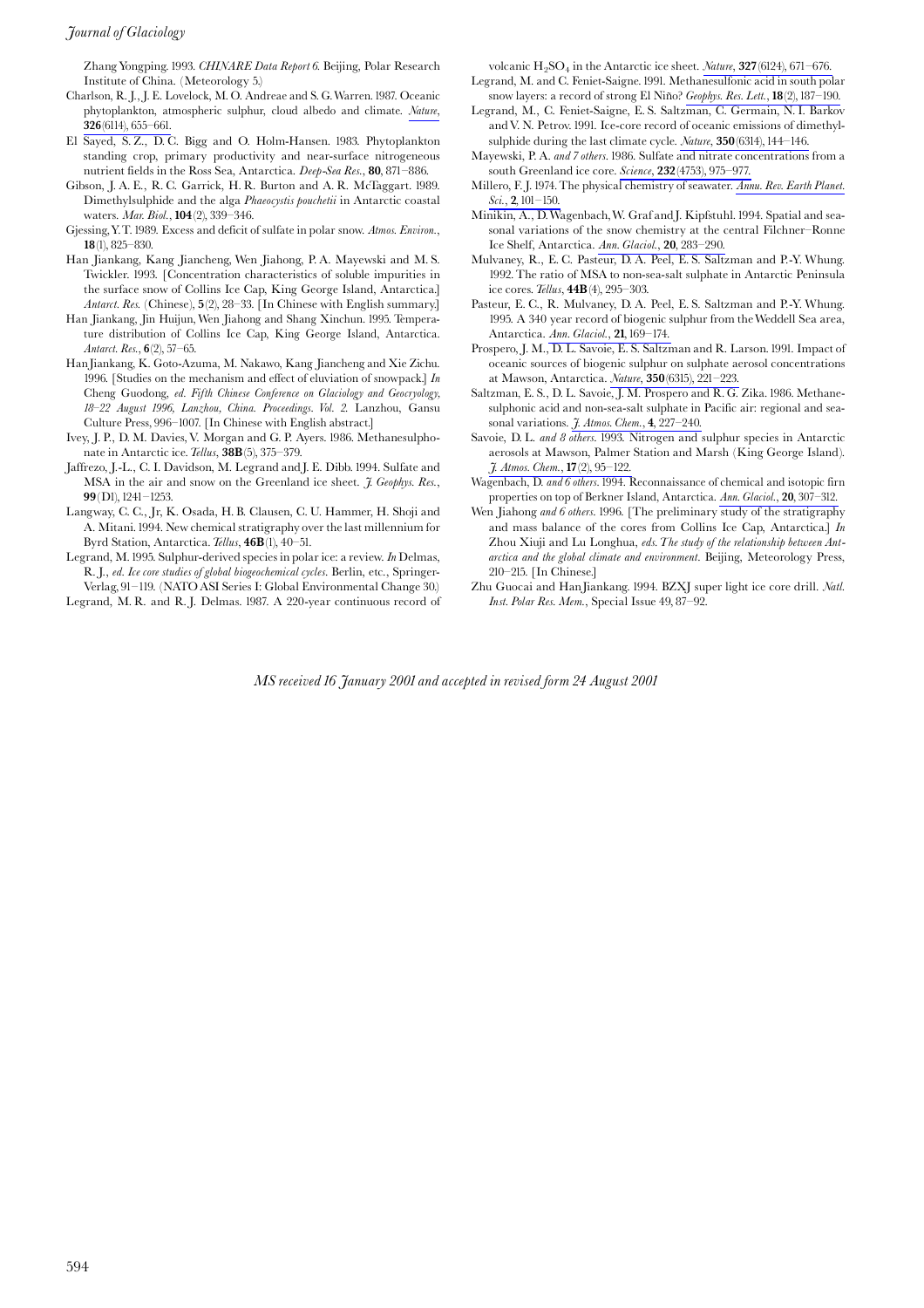Zhang Yongping. 1993. *CHINARE Data Report 6.* Beijing, Polar Research Institute of China. (Meteorology 5.)

Charlson, R. J., J. E. Lovelock, M. O. Andreae and S. G. Warren. 1987. Oceanic phytoplankton, atmospheric sulphur, cloud albedo and climate. *Nature*, **326**(6114), 655–661.

El Sayed, S. Z., D. C. Bigg and O. Holm-Hansen. 1983. Phytoplankton standing crop, primary productivity and near-surface nitrogeneous nutrient fields in the Ross Sea, Antarctica. *Deep-Sea Res.*, **80**, 871–886.

Gibson, J. A. E., R. C. Garrick, H. R. Burton and A. R. McTaggart. 1989. Dimethylsulphide and the alga *Phaeocystis pouchetii* in Antarctic coastal waters. *Mar. Biol.*, **104**(2), 339–346.

Gjessing, Y. T. 1989. Excess and deficit of sulfate in polar snow. *Atmos. Environ.*, **18**(1), 825–830.

Han Jiankang, Kang Jiancheng, Wen Jiahong, P. A. Mayewski and M. S. Twickler. 1993. [Concentration characteristics of soluble impurities in the surface snow of Collins Ice Cap, King George Island, Antarctica.] *Antarct. Res.* (Chinese), **5**(2), 28–33. [In Chinese with English summary.]

Han Jiankang, Jin Huijun, Wen Jiahong and Shang Xinchun. 1995. Temperature distribution of Collins Ice Cap, King George Island, Antarctica. *Antarct. Res.*, **6**(2), 57–65.

Han Jiankang, K. Goto-Azuma, M. Nakawo, Kang Jiancheng and Xie Zichu. 1996. [Studies on the mechanism and effect of eluviation of snowpack.] *In* Cheng Guodong, *ed. Fifth Chinese Conference on Glaciology and Geocryology, 18–22 August 1996, Lanzhou, China. Proceedings. Vol. 2.* Lanzhou, Gansu Culture Press, 996–1007. [In Chinese with English abstract.]

Ivey, J. P., D. M. Davies, V. Morgan and G. P. Ayers. 1986. Methanesulphonate in Antarctic ice. *Tellus*, **38B**(5), 375–379.

Jaffrezo, J.-L., C. I. Davidson, M. Legrand and J. E. Dibb. 1994. Sulfate and MSA in the air and snow on the Greenland ice sheet. *J. Geophys. Res.*, **99**(D1), 1241–1253.

Langway, C. C., Jr, K. Osada, H. B. Clausen, C. U. Hammer, H. Shoji and A. Mitani. 1994. New chemical stratigraphy over the last millennium for Byrd Station, Antarctica. *Tellus*, **46B**(1), 40–51.

Legrand, M. 1995. Sulphur-derived species in polar ice: a review. *In* Delmas, R. J., *ed. Ice core studies of global biogeochemical cycles.* Berlin, etc., Springer-Verlag, 91–119. (NATO ASI Series I: Global Environmental Change 30.)

Legrand, M. R. and R. J. Delmas. 1987. A 220-year continuous record of volcanic $H_2SO_4$ in the Antarctic ice sheet. *Nature*, **327**(6124), 671–676.

Legrand, M. and C. Feniet-Saigne. 1991. Methanesulfonic acid in south polar snow layers: a record of strong El Niño? *Geophys. Res. Lett.*, **18**(2), 187–190.

Legrand, M., C. Feniet-Saigne, E. S. Saltzman, C. Germain, N. I. Barkov and V. N. Petrov. 1991. Ice-core record of oceanic emissions of dimethylsulphide during the last climate cycle. *Nature*, **350**(6314), 144–146.

Mayewski, P. A. *and 7 others*. 1986. Sulfate and nitrate concentrations from a south Greenland ice core. *Science*, **232**(4753), 975–977.

Millero, F. J. 1974. The physical chemistry of seawater. *Annu. Rev. Earth Planet. Sci.*, **2**, 101–150.

Minikin, A., D. Wagenbach, W. Graf and J. Kipfstuhl. 1994. Spatial and seasonal variations of the snow chemistry at the central Filchner–Ronne Ice Shelf, Antarctica. *Ann. Glaciol.*, **20**, 283–290.

Mulvaney, R., E. C. Pasteur, D. A. Peel, E. S. Saltzman and P.-Y. Whung. 1992. The ratio of MSA to non-sea-salt sulphate in Antarctic Peninsula ice cores. *Tellus*, **44B**(4), 295–303.

Pasteur, E. C., R. Mulvaney, D. A. Peel, E. S. Saltzman and P.-Y. Whung. 1995. A 340 year record of biogenic sulphur from the Weddell Sea area, Antarctica. *Ann. Glaciol.*, **21**, 169–174.

Prospero, J. M., D. L. Savoie, E. S. Saltzman and R. Larson. 1991. Impact of oceanic sources of biogenic sulphur on sulphate aerosol concentrations at Mawson, Antarctica. *Nature*, **350**(6315), 221–223.

Saltzman, E. S., D. L. Savoie, J. M. Prospero and R. G. Zika. 1986. Methanesulphonic acid and non-sea-salt sulphate in Pacific air: regional and seasonal variations. *J. Atmos. Chem.*, **4**, 227–240.

Savoie, D. L. *and 8 others*. 1993. Nitrogen and sulphur species in Antarctic aerosols at Mawson, Palmer Station and Marsh (King George Island). *J. Atmos. Chem.*, **17**(2), 95–122.

Wagenbach, D. *and 6 others*. 1994. Reconnaissance of chemical and isotopic firn properties on top of Berkner Island, Antarctica. *Ann. Glaciol.*, **20**, 307–312.

Wen Jiahong *and 6 others*. 1996. [The preliminary study of the stratigraphy and mass balance of the cores from Collins Ice Cap, Antarctica.] *In* Zhou Xiuji and Lu Longhua, *eds. The study of the relationship between Antarctica and the global climate and environment.* Beijing, Meteorology Press, 210–215. [In Chinese.]

Zhu Guocai and Han Jiankang. 1994. BZXJ super light ice core drill. *Natl. Inst. Polar Res. Mem.*, Special Issue 49, 87–92.

*MS received 16 January 2001 and accepted in revised form 24 August 2001*